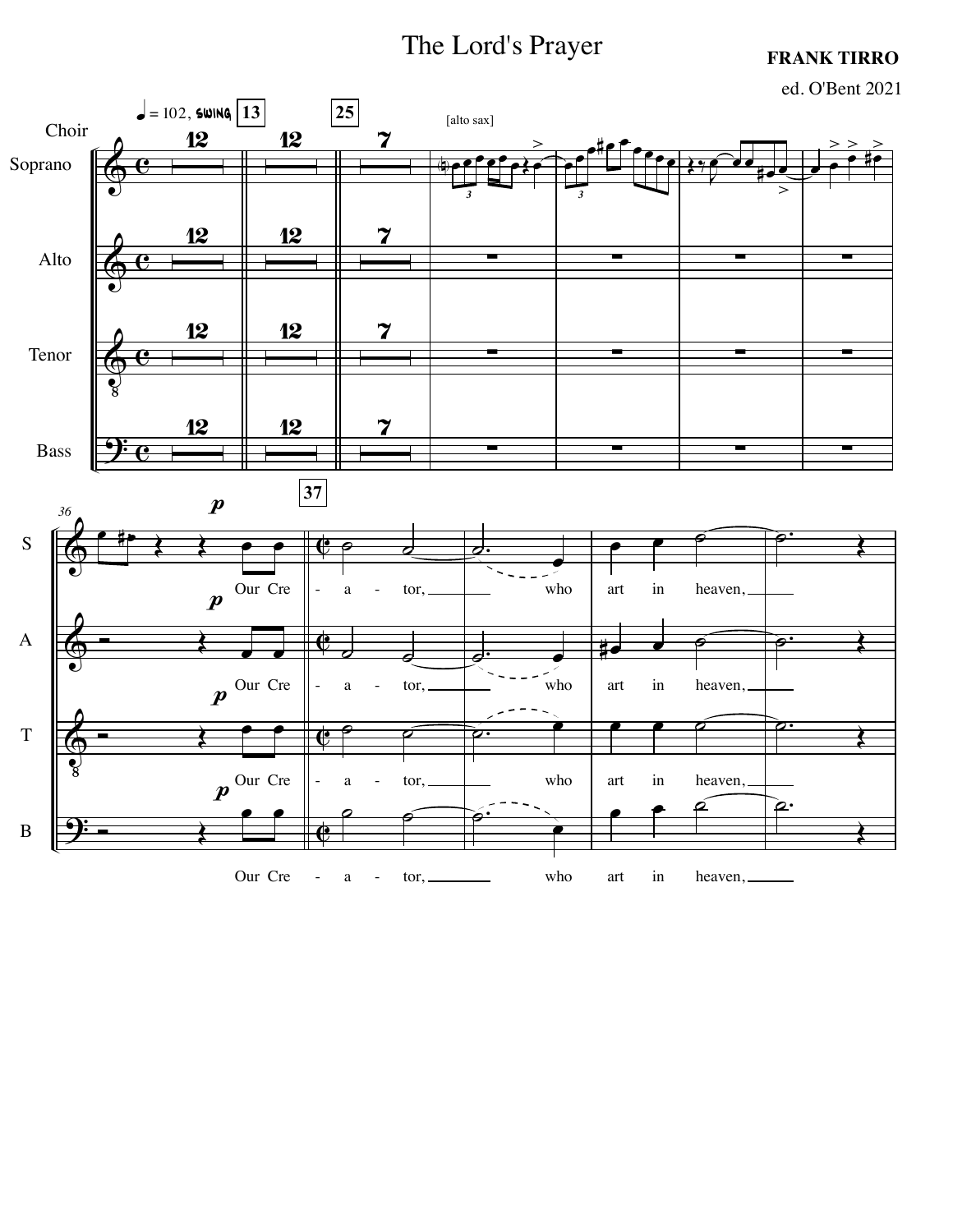# The Lord's Prayer

**FRANK TIRRO**

ed. O'Bent 2021

Choir

♩ = 102, swing

[alto sax]

Our Cre - a - tor, who art in heaven,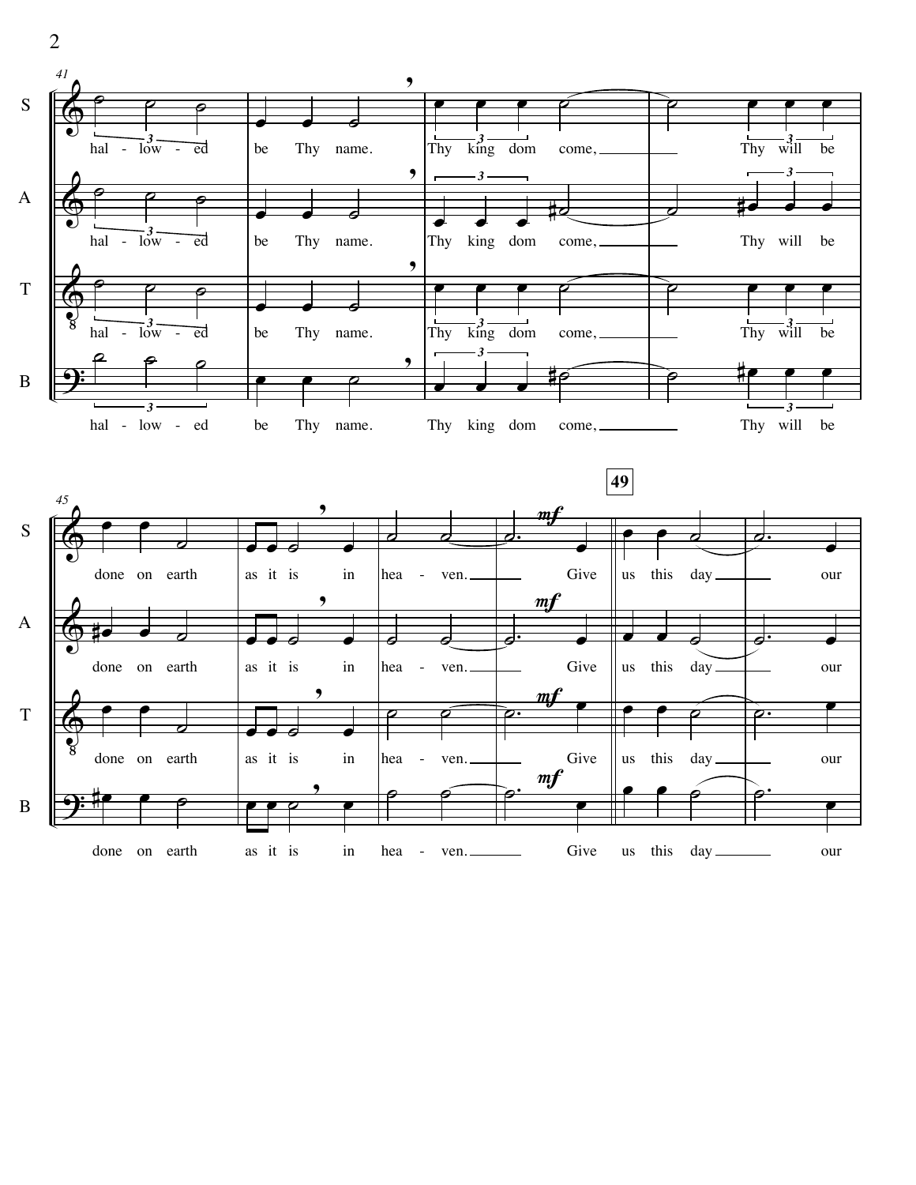S, A, T, B

hal - low - ed be Thy name. Thy king dom come, Thy will be done on earth as it is in hea - ven. Give us this day our

**49**

*mf*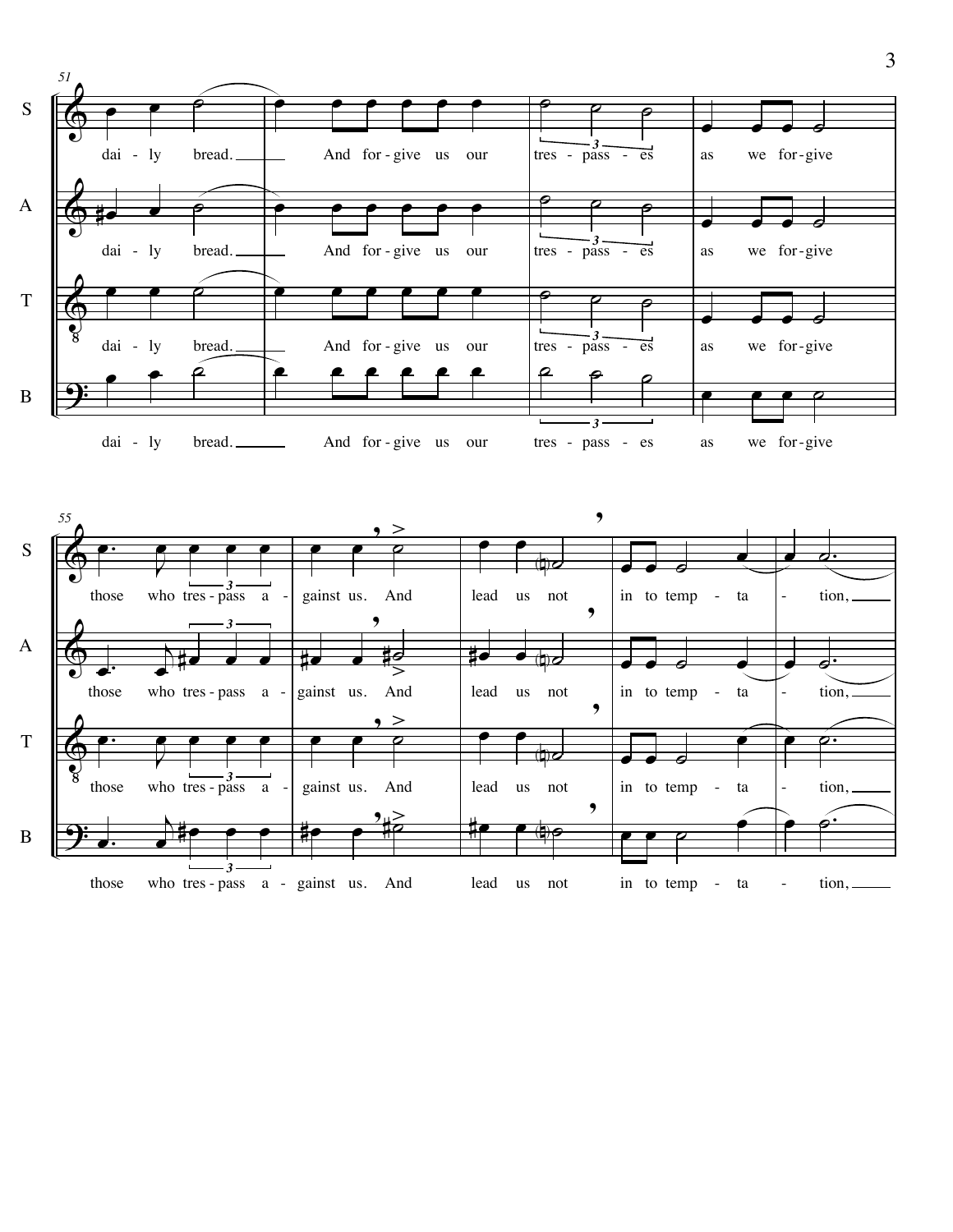S
A
T
B

dai - ly bread. And for - give us our tres - pass - es as we for - give

those who tres - pass a - gainst us. And lead us not in to temp - ta - tion,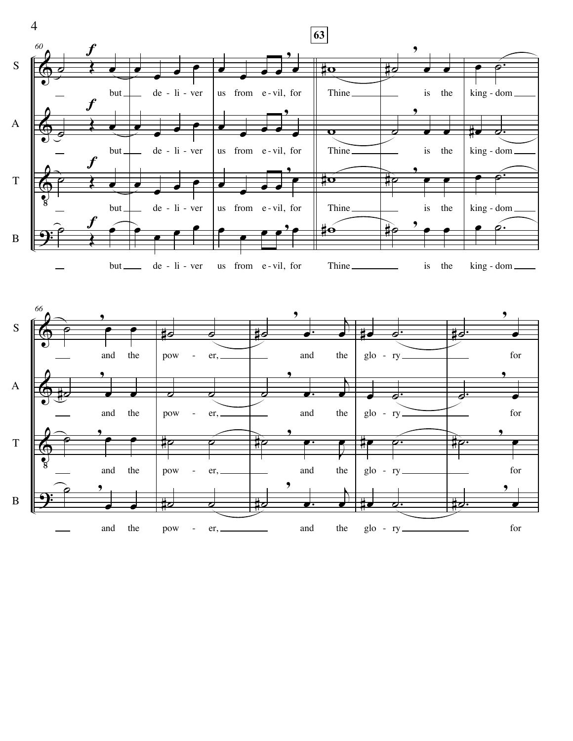but deliver us from evil, for Thine is the kingdom and the power, and the glory for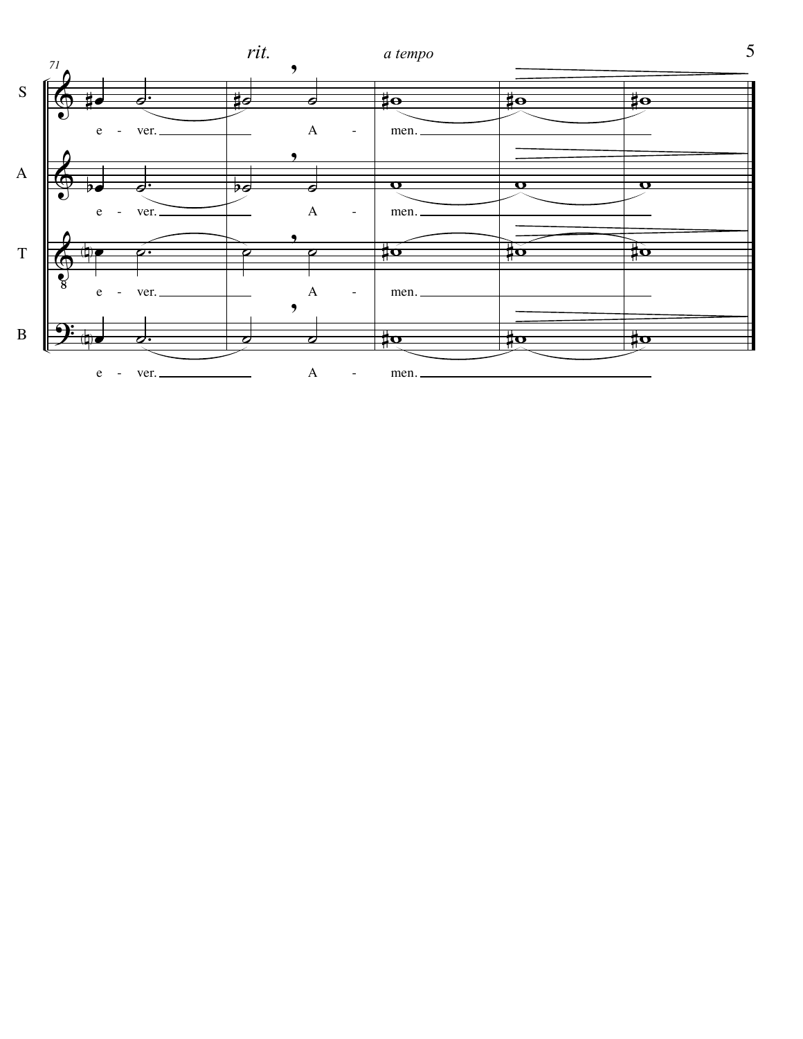*rit.* *a tempo*

S

e - ver. A - men.

A

e - ver. A - men.

T

e - ver. A - men.

B

e - ver. A - men.